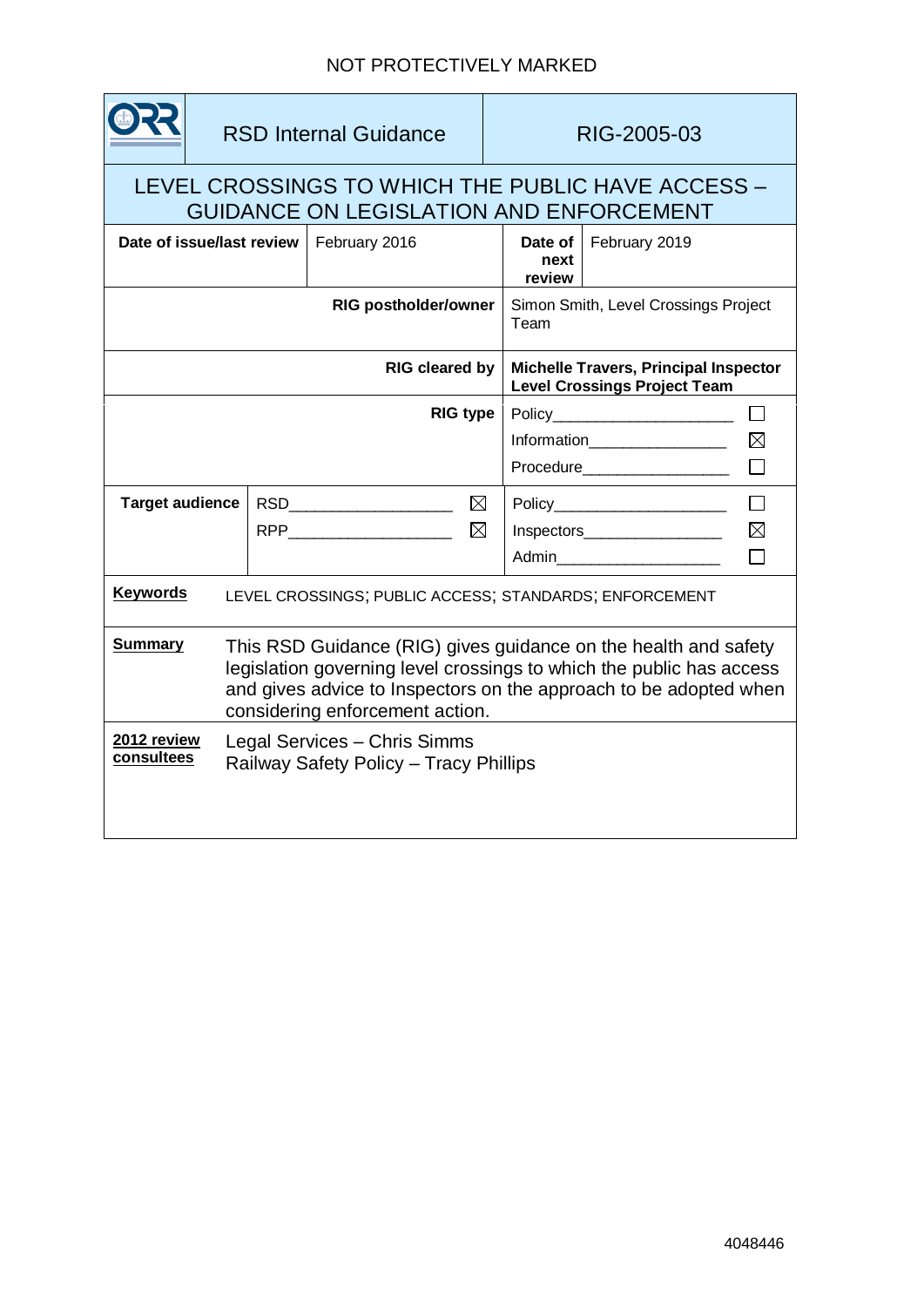NOT PROTECTIVELY MARKED

| ORR | RSD Internal Guidance | RIG-2005-03 |
|---|---|---|

# LEVEL CROSSINGS TO WHICH THE PUBLIC HAVE ACCESS – GUIDANCE ON LEGISLATION AND ENFORCEMENT

| **Date of issue/last review** | February 2016 | **Date of next review** | February 2019 |
|---|---|---|---|
| **RIG postholder/owner** | | Simon Smith, Level Crossings Project Team | |
| **RIG cleared by** | | **Michelle Travers, Principal Inspector Level Crossings Project Team** | |
| **RIG type** | | Policy ☐<br>Information ☒<br>Procedure ☐ | |
| **Target audience** | RSD ☒<br>RPP ☒ | Policy ☐<br>Inspectors ☒<br>Admin ☐ | |

**Keywords** LEVEL CROSSINGS; PUBLIC ACCESS; STANDARDS; ENFORCEMENT

**Summary** This RSD Guidance (RIG) gives guidance on the health and safety legislation governing level crossings to which the public has access and gives advice to Inspectors on the approach to be adopted when considering enforcement action.

**2012 review consultees**
Legal Services – Chris Simms
Railway Safety Policy – Tracy Phillips

4048446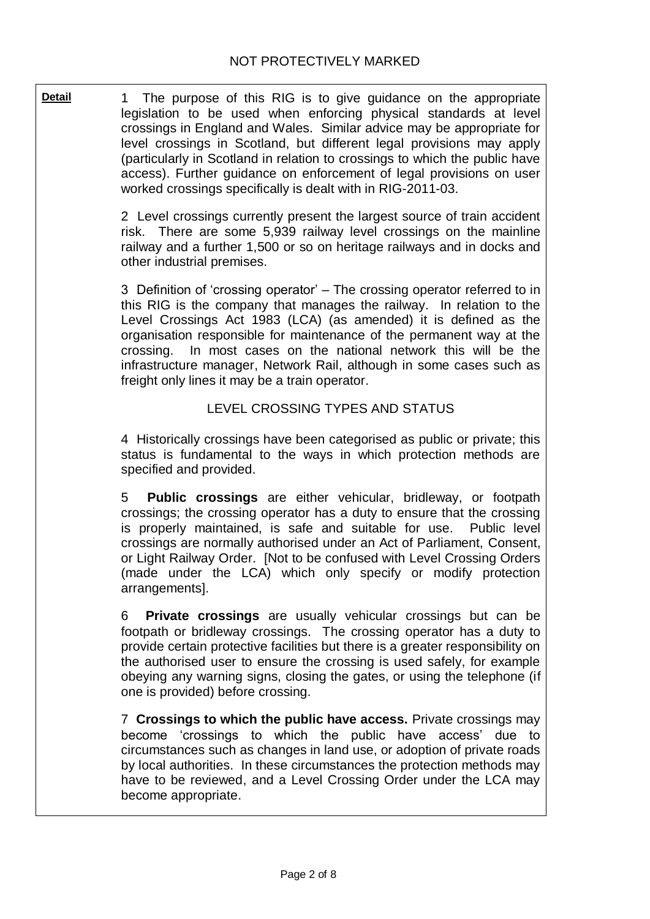**Detail**

1 The purpose of this RIG is to give guidance on the appropriate legislation to be used when enforcing physical standards at level crossings in England and Wales. Similar advice may be appropriate for level crossings in Scotland, but different legal provisions may apply (particularly in Scotland in relation to crossings to which the public have access). Further guidance on enforcement of legal provisions on user worked crossings specifically is dealt with in RIG-2011-03.

2 Level crossings currently present the largest source of train accident risk. There are some 5,939 railway level crossings on the mainline railway and a further 1,500 or so on heritage railways and in docks and other industrial premises.

3 Definition of 'crossing operator' – The crossing operator referred to in this RIG is the company that manages the railway. In relation to the Level Crossings Act 1983 (LCA) (as amended) it is defined as the organisation responsible for maintenance of the permanent way at the crossing. In most cases on the national network this will be the infrastructure manager, Network Rail, although in some cases such as freight only lines it may be a train operator.

## LEVEL CROSSING TYPES AND STATUS

4 Historically crossings have been categorised as public or private; this status is fundamental to the ways in which protection methods are specified and provided.

5 **Public crossings** are either vehicular, bridleway, or footpath crossings; the crossing operator has a duty to ensure that the crossing is properly maintained, is safe and suitable for use. Public level crossings are normally authorised under an Act of Parliament, Consent, or Light Railway Order. [Not to be confused with Level Crossing Orders (made under the LCA) which only specify or modify protection arrangements].

6 **Private crossings** are usually vehicular crossings but can be footpath or bridleway crossings. The crossing operator has a duty to provide certain protective facilities but there is a greater responsibility on the authorised user to ensure the crossing is used safely, for example obeying any warning signs, closing the gates, or using the telephone (if one is provided) before crossing.

7 **Crossings to which the public have access.** Private crossings may become 'crossings to which the public have access' due to circumstances such as changes in land use, or adoption of private roads by local authorities. In these circumstances the protection methods may have to be reviewed, and a Level Crossing Order under the LCA may become appropriate.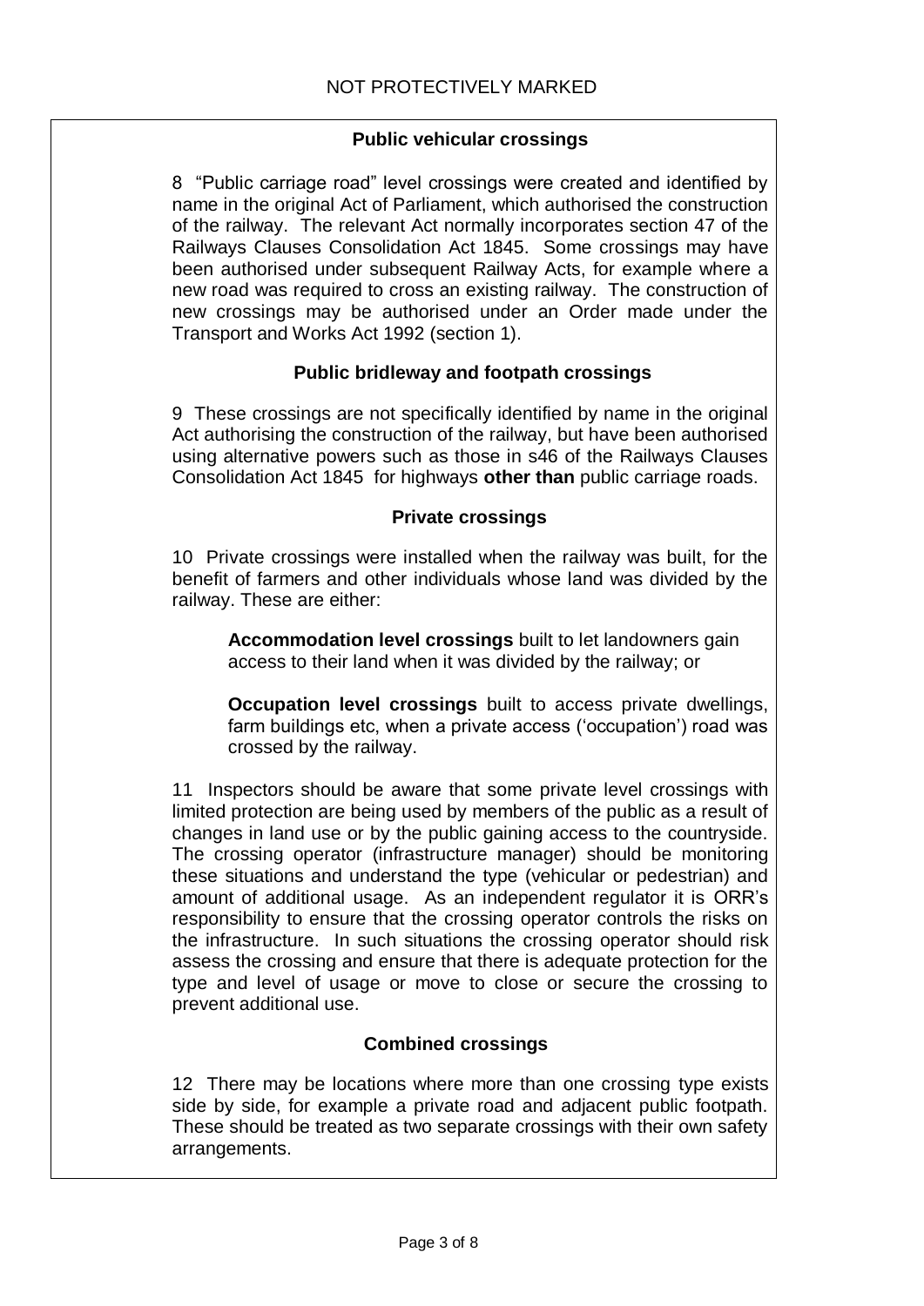### Public vehicular crossings

8 "Public carriage road" level crossings were created and identified by name in the original Act of Parliament, which authorised the construction of the railway. The relevant Act normally incorporates section 47 of the Railways Clauses Consolidation Act 1845. Some crossings may have been authorised under subsequent Railway Acts, for example where a new road was required to cross an existing railway. The construction of new crossings may be authorised under an Order made under the Transport and Works Act 1992 (section 1).

### Public bridleway and footpath crossings

9 These crossings are not specifically identified by name in the original Act authorising the construction of the railway, but have been authorised using alternative powers such as those in s46 of the Railways Clauses Consolidation Act 1845 for highways **other than** public carriage roads.

### Private crossings

10 Private crossings were installed when the railway was built, for the benefit of farmers and other individuals whose land was divided by the railway. These are either:

> **Accommodation level crossings** built to let landowners gain access to their land when it was divided by the railway; or
>
> **Occupation level crossings** built to access private dwellings, farm buildings etc, when a private access ('occupation') road was crossed by the railway.

11 Inspectors should be aware that some private level crossings with limited protection are being used by members of the public as a result of changes in land use or by the public gaining access to the countryside. The crossing operator (infrastructure manager) should be monitoring these situations and understand the type (vehicular or pedestrian) and amount of additional usage. As an independent regulator it is ORR's responsibility to ensure that the crossing operator controls the risks on the infrastructure. In such situations the crossing operator should risk assess the crossing and ensure that there is adequate protection for the type and level of usage or move to close or secure the crossing to prevent additional use.

### Combined crossings

12 There may be locations where more than one crossing type exists side by side, for example a private road and adjacent public footpath. These should be treated as two separate crossings with their own safety arrangements.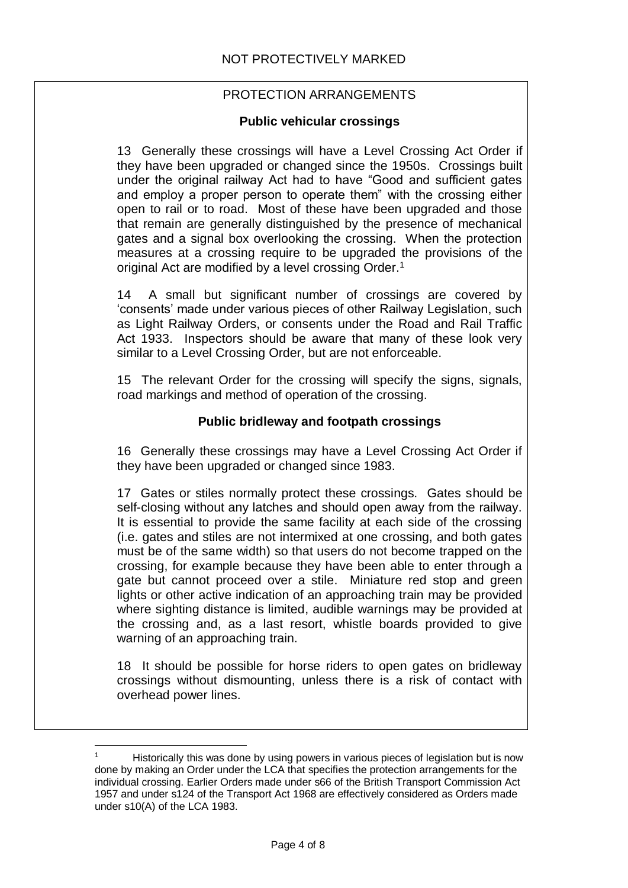PROTECTION ARRANGEMENTS

**Public vehicular crossings**

13 Generally these crossings will have a Level Crossing Act Order if they have been upgraded or changed since the 1950s. Crossings built under the original railway Act had to have "Good and sufficient gates and employ a proper person to operate them" with the crossing either open to rail or to road. Most of these have been upgraded and those that remain are generally distinguished by the presence of mechanical gates and a signal box overlooking the crossing. When the protection measures at a crossing require to be upgraded the provisions of the original Act are modified by a level crossing Order.[1]

14 A small but significant number of crossings are covered by 'consents' made under various pieces of other Railway Legislation, such as Light Railway Orders, or consents under the Road and Rail Traffic Act 1933. Inspectors should be aware that many of these look very similar to a Level Crossing Order, but are not enforceable.

15 The relevant Order for the crossing will specify the signs, signals, road markings and method of operation of the crossing.

**Public bridleway and footpath crossings**

16 Generally these crossings may have a Level Crossing Act Order if they have been upgraded or changed since 1983.

17 Gates or stiles normally protect these crossings. Gates should be self-closing without any latches and should open away from the railway. It is essential to provide the same facility at each side of the crossing (i.e. gates and stiles are not intermixed at one crossing, and both gates must be of the same width) so that users do not become trapped on the crossing, for example because they have been able to enter through a gate but cannot proceed over a stile. Miniature red stop and green lights or other active indication of an approaching train may be provided where sighting distance is limited, audible warnings may be provided at the crossing and, as a last resort, whistle boards provided to give warning of an approaching train.

18 It should be possible for horse riders to open gates on bridleway crossings without dismounting, unless there is a risk of contact with overhead power lines.

[1] Historically this was done by using powers in various pieces of legislation but is now done by making an Order under the LCA that specifies the protection arrangements for the individual crossing. Earlier Orders made under s66 of the British Transport Commission Act 1957 and under s124 of the Transport Act 1968 are effectively considered as Orders made under s10(A) of the LCA 1983.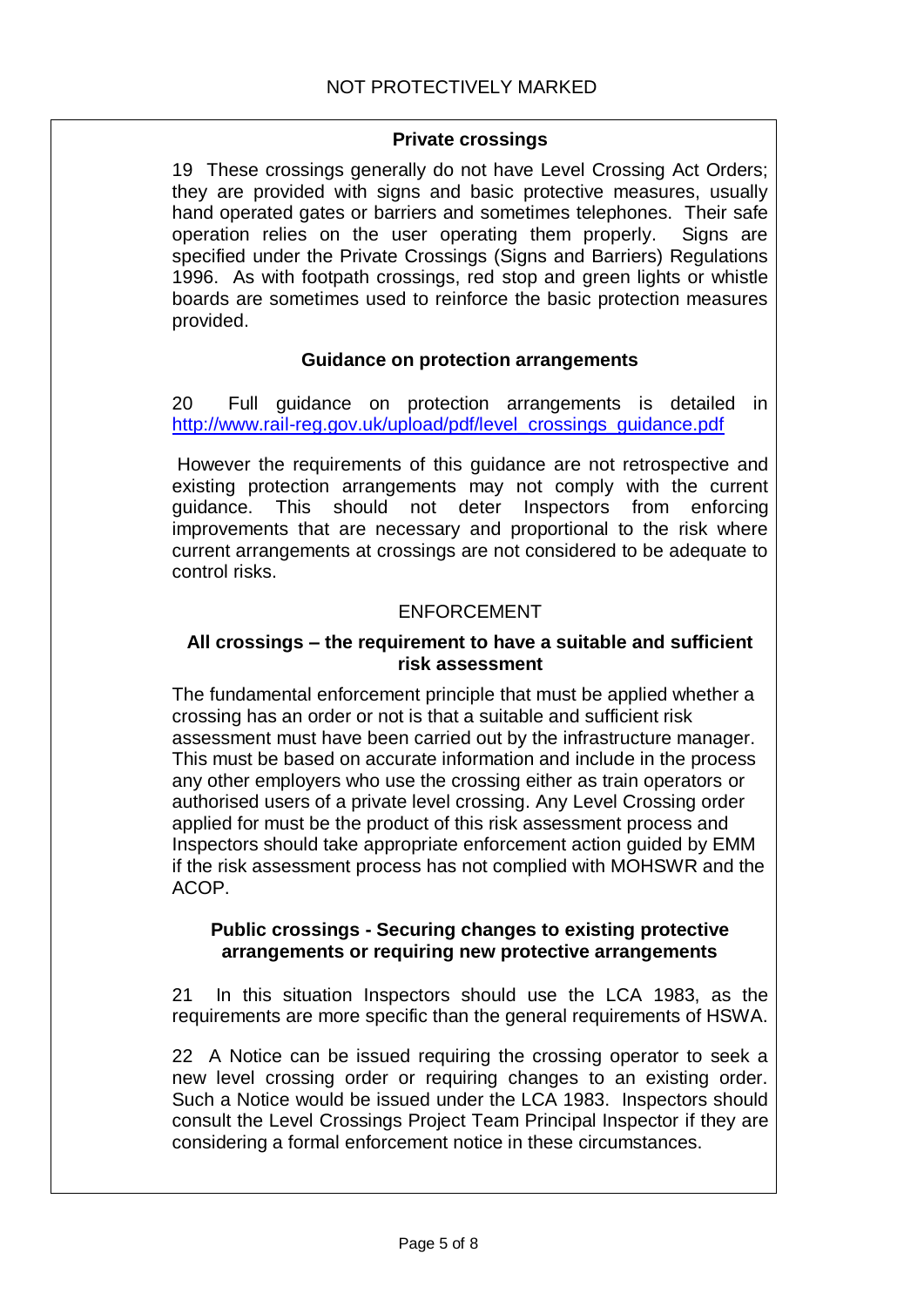### Private crossings

19 These crossings generally do not have Level Crossing Act Orders; they are provided with signs and basic protective measures, usually hand operated gates or barriers and sometimes telephones. Their safe operation relies on the user operating them properly. Signs are specified under the Private Crossings (Signs and Barriers) Regulations 1996. As with footpath crossings, red stop and green lights or whistle boards are sometimes used to reinforce the basic protection measures provided.

### Guidance on protection arrangements

20 Full guidance on protection arrangements is detailed in [http://www.rail-reg.gov.uk/upload/pdf/level_crossings_guidance.pdf](http://www.rail-reg.gov.uk/upload/pdf/level_crossings_guidance.pdf)

However the requirements of this guidance are not retrospective and existing protection arrangements may not comply with the current guidance. This should not deter Inspectors from enforcing improvements that are necessary and proportional to the risk where current arrangements at crossings are not considered to be adequate to control risks.

## ENFORCEMENT

### All crossings – the requirement to have a suitable and sufficient risk assessment

The fundamental enforcement principle that must be applied whether a crossing has an order or not is that a suitable and sufficient risk assessment must have been carried out by the infrastructure manager. This must be based on accurate information and include in the process any other employers who use the crossing either as train operators or authorised users of a private level crossing. Any Level Crossing order applied for must be the product of this risk assessment process and Inspectors should take appropriate enforcement action guided by EMM if the risk assessment process has not complied with MOHSWR and the ACOP.

### Public crossings - Securing changes to existing protective arrangements or requiring new protective arrangements

21 In this situation Inspectors should use the LCA 1983, as the requirements are more specific than the general requirements of HSWA.

22 A Notice can be issued requiring the crossing operator to seek a new level crossing order or requiring changes to an existing order. Such a Notice would be issued under the LCA 1983. Inspectors should consult the Level Crossings Project Team Principal Inspector if they are considering a formal enforcement notice in these circumstances.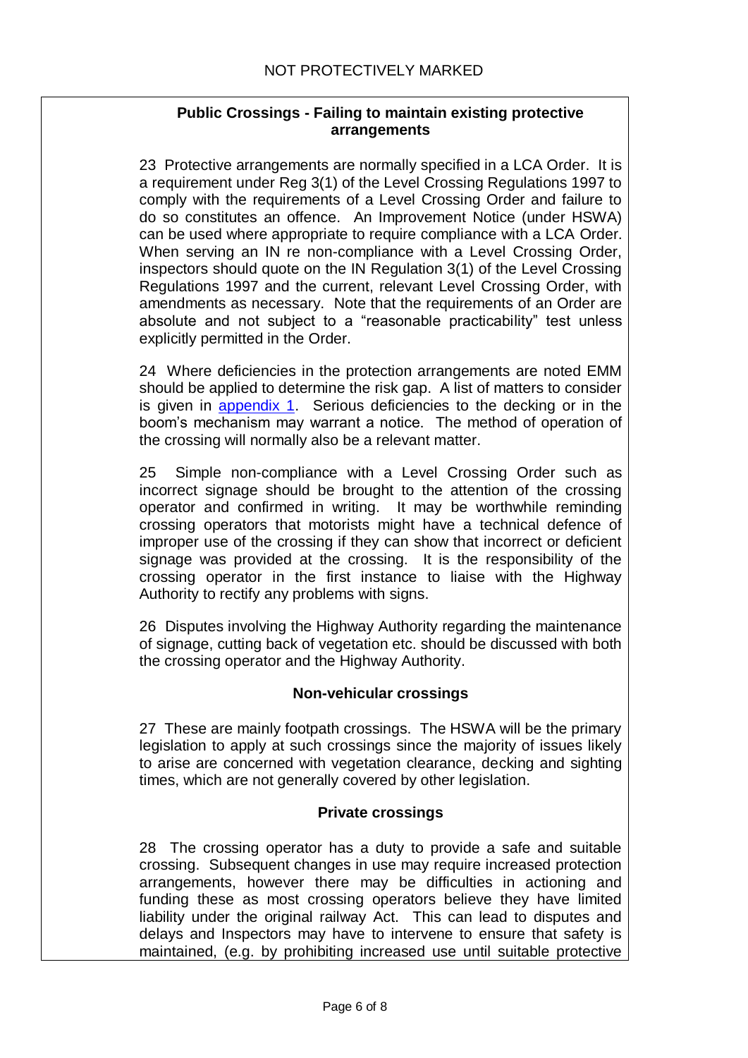### Public Crossings - Failing to maintain existing protective arrangements

23 Protective arrangements are normally specified in a LCA Order. It is a requirement under Reg 3(1) of the Level Crossing Regulations 1997 to comply with the requirements of a Level Crossing Order and failure to do so constitutes an offence. An Improvement Notice (under HSWA) can be used where appropriate to require compliance with a LCA Order. When serving an IN re non-compliance with a Level Crossing Order, inspectors should quote on the IN Regulation 3(1) of the Level Crossing Regulations 1997 and the current, relevant Level Crossing Order, with amendments as necessary. Note that the requirements of an Order are absolute and not subject to a "reasonable practicability" test unless explicitly permitted in the Order.

24 Where deficiencies in the protection arrangements are noted EMM should be applied to determine the risk gap. A list of matters to consider is given in appendix 1. Serious deficiencies to the decking or in the boom's mechanism may warrant a notice. The method of operation of the crossing will normally also be a relevant matter.

25 Simple non-compliance with a Level Crossing Order such as incorrect signage should be brought to the attention of the crossing operator and confirmed in writing. It may be worthwhile reminding crossing operators that motorists might have a technical defence of improper use of the crossing if they can show that incorrect or deficient signage was provided at the crossing. It is the responsibility of the crossing operator in the first instance to liaise with the Highway Authority to rectify any problems with signs.

26 Disputes involving the Highway Authority regarding the maintenance of signage, cutting back of vegetation etc. should be discussed with both the crossing operator and the Highway Authority.

### Non-vehicular crossings

27 These are mainly footpath crossings. The HSWA will be the primary legislation to apply at such crossings since the majority of issues likely to arise are concerned with vegetation clearance, decking and sighting times, which are not generally covered by other legislation.

### Private crossings

28 The crossing operator has a duty to provide a safe and suitable crossing. Subsequent changes in use may require increased protection arrangements, however there may be difficulties in actioning and funding these as most crossing operators believe they have limited liability under the original railway Act. This can lead to disputes and delays and Inspectors may have to intervene to ensure that safety is maintained, (e.g. by prohibiting increased use until suitable protective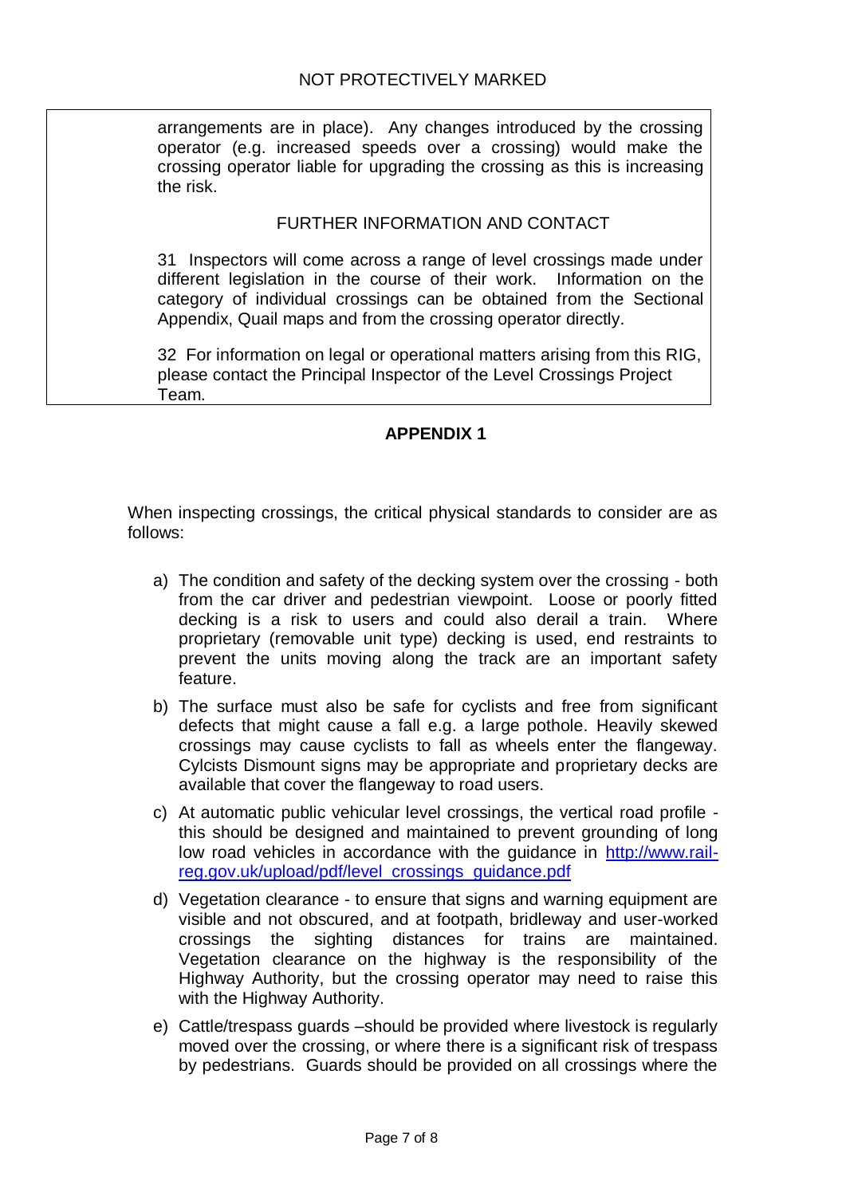arrangements are in place). Any changes introduced by the crossing operator (e.g. increased speeds over a crossing) would make the crossing operator liable for upgrading the crossing as this is increasing the risk.

FURTHER INFORMATION AND CONTACT

31 Inspectors will come across a range of level crossings made under different legislation in the course of their work. Information on the category of individual crossings can be obtained from the Sectional Appendix, Quail maps and from the crossing operator directly.

32 For information on legal or operational matters arising from this RIG, please contact the Principal Inspector of the Level Crossings Project Team.

## APPENDIX 1

When inspecting crossings, the critical physical standards to consider are as follows:

a) The condition and safety of the decking system over the crossing - both from the car driver and pedestrian viewpoint. Loose or poorly fitted decking is a risk to users and could also derail a train. Where proprietary (removable unit type) decking is used, end restraints to prevent the units moving along the track are an important safety feature.

b) The surface must also be safe for cyclists and free from significant defects that might cause a fall e.g. a large pothole. Heavily skewed crossings may cause cyclists to fall as wheels enter the flangeway. Cylcists Dismount signs may be appropriate and proprietary decks are available that cover the flangeway to road users.

c) At automatic public vehicular level crossings, the vertical road profile - this should be designed and maintained to prevent grounding of long low road vehicles in accordance with the guidance in [http://www.rail-reg.gov.uk/upload/pdf/level_crossings_guidance.pdf](http://www.rail-reg.gov.uk/upload/pdf/level_crossings_guidance.pdf)

d) Vegetation clearance - to ensure that signs and warning equipment are visible and not obscured, and at footpath, bridleway and user-worked crossings the sighting distances for trains are maintained. Vegetation clearance on the highway is the responsibility of the Highway Authority, but the crossing operator may need to raise this with the Highway Authority.

e) Cattle/trespass guards –should be provided where livestock is regularly moved over the crossing, or where there is a significant risk of trespass by pedestrians. Guards should be provided on all crossings where the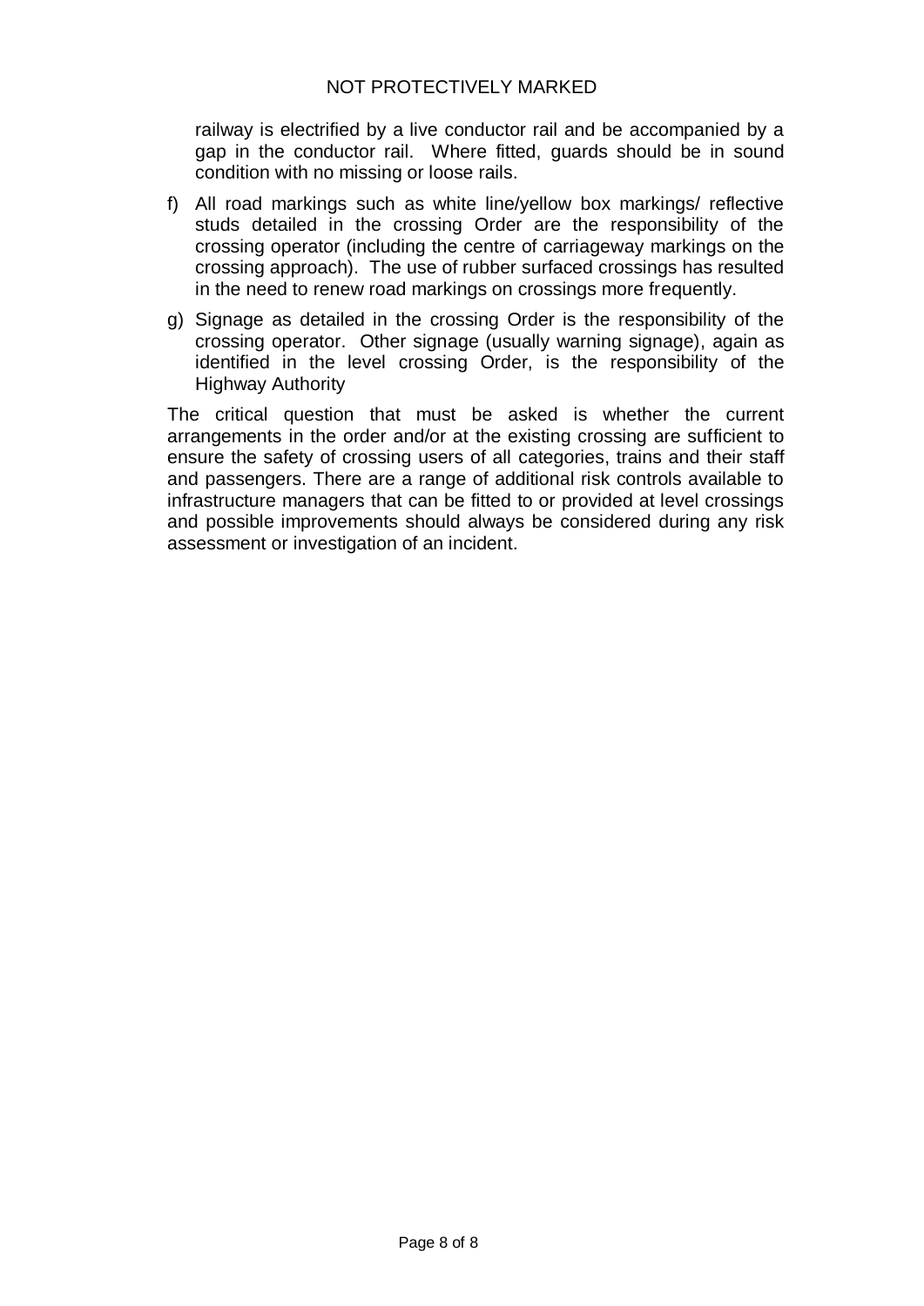railway is electrified by a live conductor rail and be accompanied by a gap in the conductor rail. Where fitted, guards should be in sound condition with no missing or loose rails.

f) All road markings such as white line/yellow box markings/ reflective studs detailed in the crossing Order are the responsibility of the crossing operator (including the centre of carriageway markings on the crossing approach). The use of rubber surfaced crossings has resulted in the need to renew road markings on crossings more frequently.

g) Signage as detailed in the crossing Order is the responsibility of the crossing operator. Other signage (usually warning signage), again as identified in the level crossing Order, is the responsibility of the Highway Authority

The critical question that must be asked is whether the current arrangements in the order and/or at the existing crossing are sufficient to ensure the safety of crossing users of all categories, trains and their staff and passengers. There are a range of additional risk controls available to infrastructure managers that can be fitted to or provided at level crossings and possible improvements should always be considered during any risk assessment or investigation of an incident.